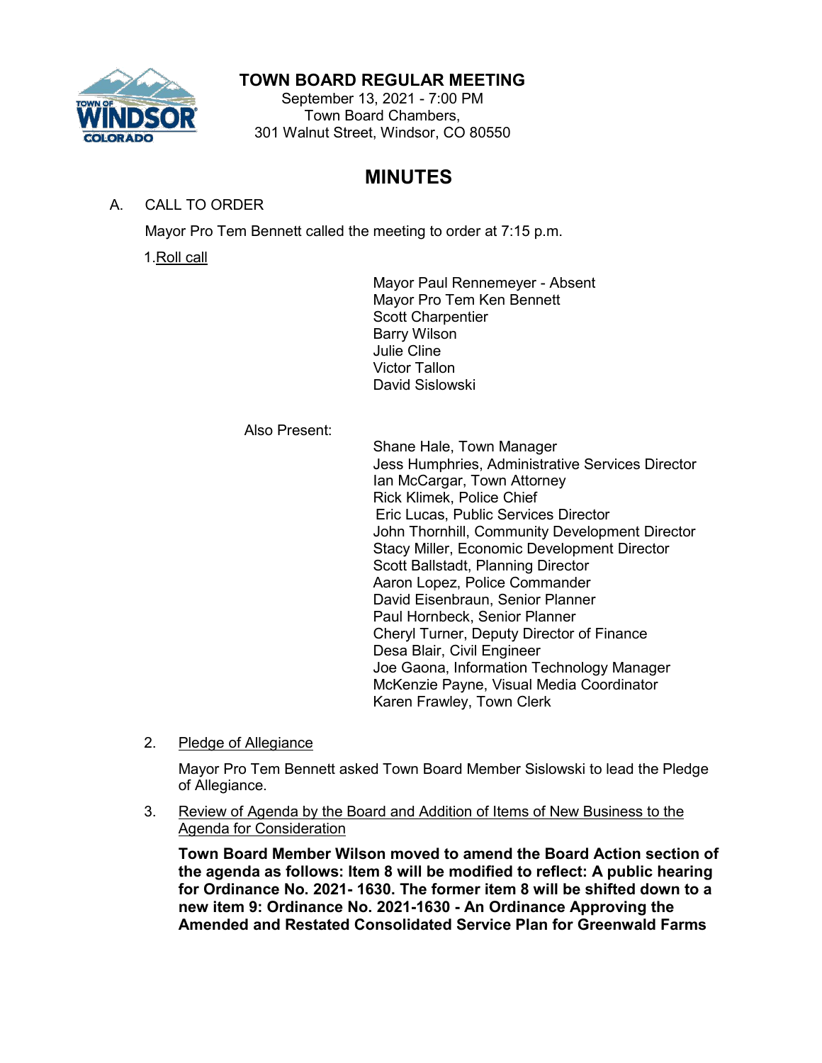# TOWN BOARD REGULAR MEETING

September 13, 2021 - 7:00 PM
Town Board Chambers,
301 Walnut Street, Windsor, CO 80550

## MINUTES

A. CALL TO ORDER

Mayor Pro Tem Bennett called the meeting to order at 7:15 p.m.

1. Roll call

Mayor Paul Rennemeyer - Absent
Mayor Pro Tem Ken Bennett
Scott Charpentier
Barry Wilson
Julie Cline
Victor Tallon
David Sislowski

Also Present:

Shane Hale, Town Manager
Jess Humphries, Administrative Services Director
Ian McCargar, Town Attorney
Rick Klimek, Police Chief
Eric Lucas, Public Services Director
John Thornhill, Community Development Director
Stacy Miller, Economic Development Director
Scott Ballstadt, Planning Director
Aaron Lopez, Police Commander
David Eisenbraun, Senior Planner
Paul Hornbeck, Senior Planner
Cheryl Turner, Deputy Director of Finance
Desa Blair, Civil Engineer
Joe Gaona, Information Technology Manager
McKenzie Payne, Visual Media Coordinator
Karen Frawley, Town Clerk

2. Pledge of Allegiance

Mayor Pro Tem Bennett asked Town Board Member Sislowski to lead the Pledge of Allegiance.

3. Review of Agenda by the Board and Addition of Items of New Business to the Agenda for Consideration

**Town Board Member Wilson moved to amend the Board Action section of the agenda as follows: Item 8 will be modified to reflect: A public hearing for Ordinance No. 2021- 1630. The former item 8 will be shifted down to a new item 9: Ordinance No. 2021-1630 - An Ordinance Approving the Amended and Restated Consolidated Service Plan for Greenwald Farms**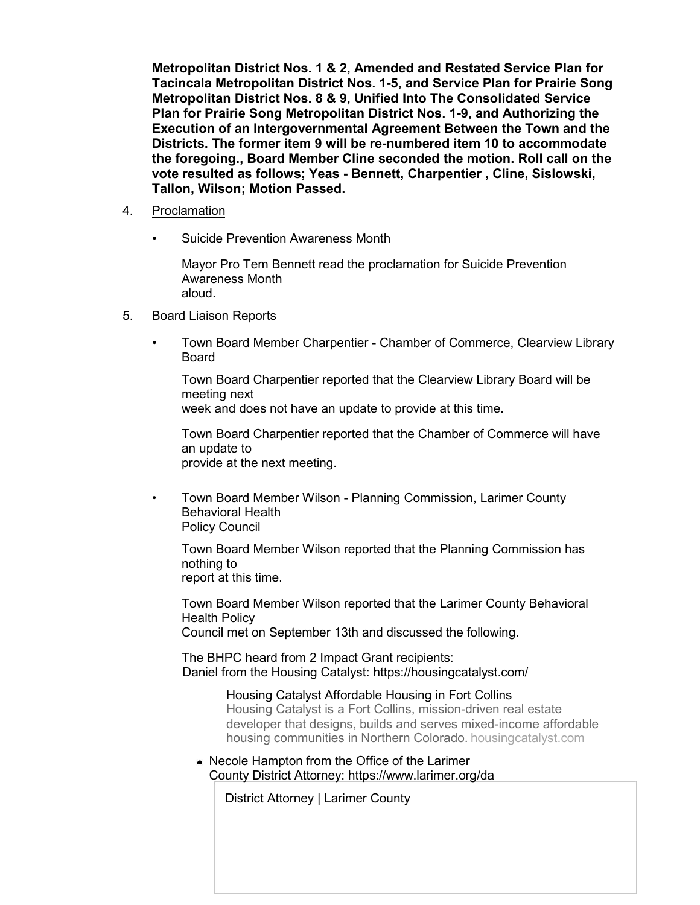**Metropolitan District Nos. 1 & 2, Amended and Restated Service Plan for Tacincala Metropolitan District Nos. 1-5, and Service Plan for Prairie Song Metropolitan District Nos. 8 & 9, Unified Into The Consolidated Service Plan for Prairie Song Metropolitan District Nos. 1-9, and Authorizing the Execution of an Intergovernmental Agreement Between the Town and the Districts. The former item 9 will be re-numbered item 10 to accommodate the foregoing., Board Member Cline seconded the motion. Roll call on the vote resulted as follows; Yeas - Bennett, Charpentier , Cline, Sislowski, Tallon, Wilson; Motion Passed.**

4. Proclamation

   - Suicide Prevention Awareness Month

     Mayor Pro Tem Bennett read the proclamation for Suicide Prevention Awareness Month aloud.

5. Board Liaison Reports

   - Town Board Member Charpentier - Chamber of Commerce, Clearview Library Board

     Town Board Charpentier reported that the Clearview Library Board will be meeting next week and does not have an update to provide at this time.

     Town Board Charpentier reported that the Chamber of Commerce will have an update to provide at the next meeting.

   - Town Board Member Wilson - Planning Commission, Larimer County Behavioral Health Policy Council

     Town Board Member Wilson reported that the Planning Commission has nothing to report at this time.

     Town Board Member Wilson reported that the Larimer County Behavioral Health Policy Council met on September 13th and discussed the following.

     The BHPC heard from 2 Impact Grant recipients:
     Daniel from the Housing Catalyst: https://housingcatalyst.com/

     > Housing Catalyst Affordable Housing in Fort Collins
     > Housing Catalyst is a Fort Collins, mission-driven real estate developer that designs, builds and serves mixed-income affordable housing communities in Northern Colorado. housingcatalyst.com

     - Necole Hampton from the Office of the Larimer County District Attorney: https://www.larimer.org/da

       > District Attorney | Larimer County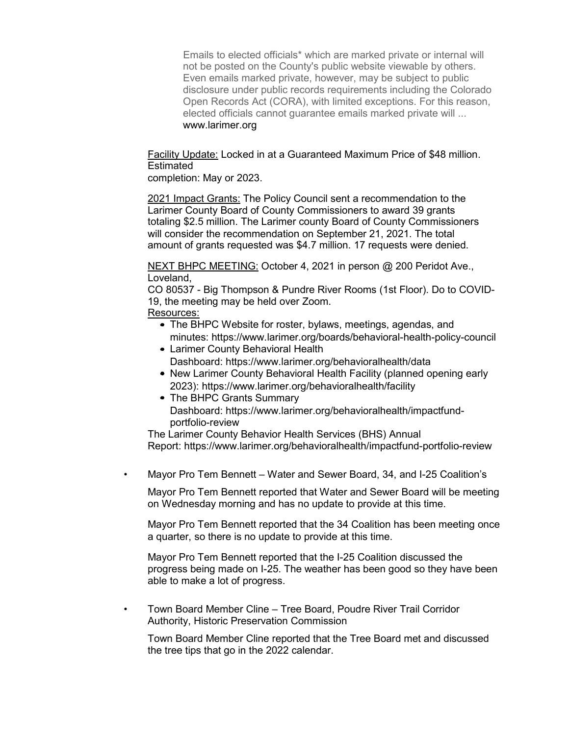Emails to elected officials* which are marked private or internal will not be posted on the County's public website viewable by others. Even emails marked private, however, may be subject to public disclosure under public records requirements including the Colorado Open Records Act (CORA), with limited exceptions. For this reason, elected officials cannot guarantee emails marked private will ...
www.larimer.org

Facility Update: Locked in at a Guaranteed Maximum Price of $48 million. Estimated
completion: May or 2023.

2021 Impact Grants: The Policy Council sent a recommendation to the Larimer County Board of County Commissioners to award 39 grants totaling $2.5 million. The Larimer county Board of County Commissioners will consider the recommendation on September 21, 2021. The total amount of grants requested was $4.7 million. 17 requests were denied.

NEXT BHPC MEETING: October 4, 2021 in person @ 200 Peridot Ave., Loveland,
CO 80537 - Big Thompson & Pundre River Rooms (1st Floor). Do to COVID-19, the meeting may be held over Zoom.

Resources:

- The BHPC Website for roster, bylaws, meetings, agendas, and minutes: https://www.larimer.org/boards/behavioral-health-policy-council
- Larimer County Behavioral Health Dashboard: https://www.larimer.org/behavioralhealth/data
- New Larimer County Behavioral Health Facility (planned opening early 2023): https://www.larimer.org/behavioralhealth/facility
- The BHPC Grants Summary Dashboard: https://www.larimer.org/behavioralhealth/impactfund-portfolio-review

The Larimer County Behavior Health Services (BHS) Annual Report: https://www.larimer.org/behavioralhealth/impactfund-portfolio-review

- Mayor Pro Tem Bennett – Water and Sewer Board, 34, and I-25 Coalition's

  Mayor Pro Tem Bennett reported that Water and Sewer Board will be meeting on Wednesday morning and has no update to provide at this time.

  Mayor Pro Tem Bennett reported that the 34 Coalition has been meeting once a quarter, so there is no update to provide at this time.

  Mayor Pro Tem Bennett reported that the I-25 Coalition discussed the progress being made on I-25. The weather has been good so they have been able to make a lot of progress.

- Town Board Member Cline – Tree Board, Poudre River Trail Corridor Authority, Historic Preservation Commission

  Town Board Member Cline reported that the Tree Board met and discussed the tree tips that go in the 2022 calendar.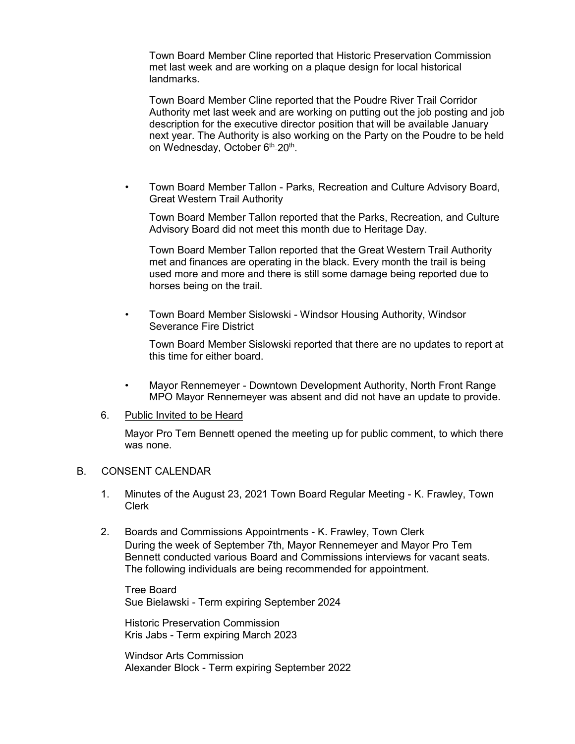Town Board Member Cline reported that Historic Preservation Commission met last week and are working on a plaque design for local historical landmarks.

Town Board Member Cline reported that the Poudre River Trail Corridor Authority met last week and are working on putting out the job posting and job description for the executive director position that will be available January next year. The Authority is also working on the Party on the Poudre to be held on Wednesday, October ~~6th~~ 20th.

- Town Board Member Tallon - Parks, Recreation and Culture Advisory Board, Great Western Trail Authority

  Town Board Member Tallon reported that the Parks, Recreation, and Culture Advisory Board did not meet this month due to Heritage Day.

  Town Board Member Tallon reported that the Great Western Trail Authority met and finances are operating in the black. Every month the trail is being used more and more and there is still some damage being reported due to horses being on the trail.

- Town Board Member Sislowski - Windsor Housing Authority, Windsor Severance Fire District

  Town Board Member Sislowski reported that there are no updates to report at this time for either board.

- Mayor Rennemeyer - Downtown Development Authority, North Front Range MPO Mayor Rennemeyer was absent and did not have an update to provide.

6. Public Invited to be Heard

   Mayor Pro Tem Bennett opened the meeting up for public comment, to which there was none.

B. CONSENT CALENDAR

1. Minutes of the August 23, 2021 Town Board Regular Meeting - K. Frawley, Town Clerk

2. Boards and Commissions Appointments - K. Frawley, Town Clerk
   During the week of September 7th, Mayor Rennemeyer and Mayor Pro Tem Bennett conducted various Board and Commissions interviews for vacant seats. The following individuals are being recommended for appointment.

   Tree Board
   Sue Bielawski - Term expiring September 2024

   Historic Preservation Commission
   Kris Jabs - Term expiring March 2023

   Windsor Arts Commission
   Alexander Block - Term expiring September 2022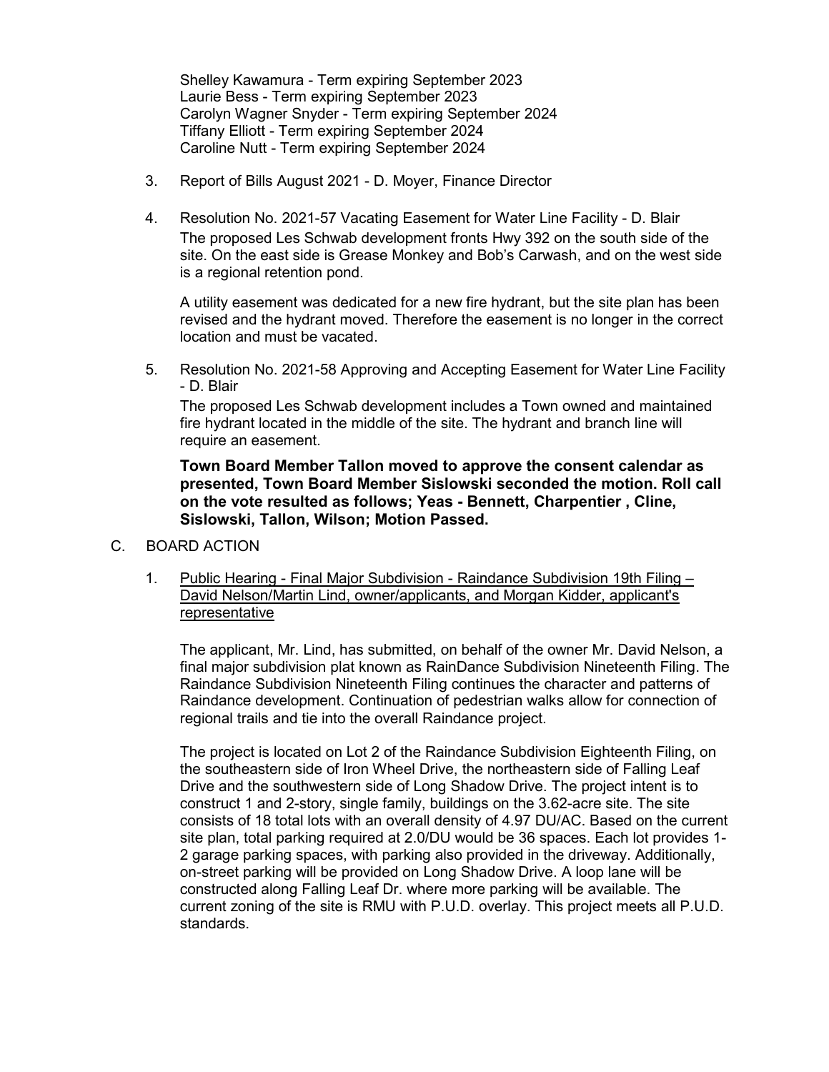Shelley Kawamura - Term expiring September 2023
Laurie Bess - Term expiring September 2023
Carolyn Wagner Snyder - Term expiring September 2024
Tiffany Elliott - Term expiring September 2024
Caroline Nutt - Term expiring September 2024

3. Report of Bills August 2021 - D. Moyer, Finance Director

4. Resolution No. 2021-57 Vacating Easement for Water Line Facility - D. Blair

   The proposed Les Schwab development fronts Hwy 392 on the south side of the site. On the east side is Grease Monkey and Bob's Carwash, and on the west side is a regional retention pond.

   A utility easement was dedicated for a new fire hydrant, but the site plan has been revised and the hydrant moved. Therefore the easement is no longer in the correct location and must be vacated.

5. Resolution No. 2021-58 Approving and Accepting Easement for Water Line Facility - D. Blair

   The proposed Les Schwab development includes a Town owned and maintained fire hydrant located in the middle of the site. The hydrant and branch line will require an easement.

   **Town Board Member Tallon moved to approve the consent calendar as presented, Town Board Member Sislowski seconded the motion. Roll call on the vote resulted as follows; Yeas - Bennett, Charpentier , Cline, Sislowski, Tallon, Wilson; Motion Passed.**

C. BOARD ACTION

1. <u>Public Hearing - Final Major Subdivision - Raindance Subdivision 19th Filing – David Nelson/Martin Lind, owner/applicants, and Morgan Kidder, applicant's representative</u>

   The applicant, Mr. Lind, has submitted, on behalf of the owner Mr. David Nelson, a final major subdivision plat known as RainDance Subdivision Nineteenth Filing. The Raindance Subdivision Nineteenth Filing continues the character and patterns of Raindance development. Continuation of pedestrian walks allow for connection of regional trails and tie into the overall Raindance project.

   The project is located on Lot 2 of the Raindance Subdivision Eighteenth Filing, on the southeastern side of Iron Wheel Drive, the northeastern side of Falling Leaf Drive and the southwestern side of Long Shadow Drive. The project intent is to construct 1 and 2-story, single family, buildings on the 3.62-acre site. The site consists of 18 total lots with an overall density of 4.97 DU/AC. Based on the current site plan, total parking required at 2.0/DU would be 36 spaces. Each lot provides 1-2 garage parking spaces, with parking also provided in the driveway. Additionally, on-street parking will be provided on Long Shadow Drive. A loop lane will be constructed along Falling Leaf Dr. where more parking will be available. The current zoning of the site is RMU with P.U.D. overlay. This project meets all P.U.D. standards.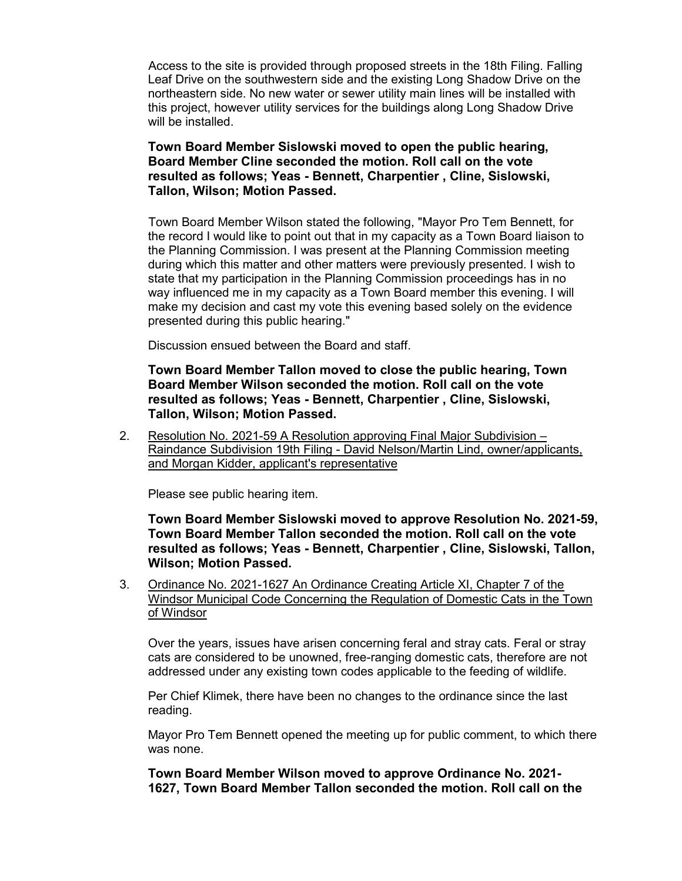Access to the site is provided through proposed streets in the 18th Filing. Falling Leaf Drive on the southwestern side and the existing Long Shadow Drive on the northeastern side. No new water or sewer utility main lines will be installed with this project, however utility services for the buildings along Long Shadow Drive will be installed.

**Town Board Member Sislowski moved to open the public hearing, Board Member Cline seconded the motion. Roll call on the vote resulted as follows; Yeas - Bennett, Charpentier , Cline, Sislowski, Tallon, Wilson; Motion Passed.**

Town Board Member Wilson stated the following, "Mayor Pro Tem Bennett, for the record I would like to point out that in my capacity as a Town Board liaison to the Planning Commission. I was present at the Planning Commission meeting during which this matter and other matters were previously presented. I wish to state that my participation in the Planning Commission proceedings has in no way influenced me in my capacity as a Town Board member this evening. I will make my decision and cast my vote this evening based solely on the evidence presented during this public hearing."

Discussion ensued between the Board and staff.

**Town Board Member Tallon moved to close the public hearing, Town Board Member Wilson seconded the motion. Roll call on the vote resulted as follows; Yeas - Bennett, Charpentier , Cline, Sislowski, Tallon, Wilson; Motion Passed.**

2. Resolution No. 2021-59 A Resolution approving Final Major Subdivision – Raindance Subdivision 19th Filing - David Nelson/Martin Lind, owner/applicants, and Morgan Kidder, applicant's representative

   Please see public hearing item.

   **Town Board Member Sislowski moved to approve Resolution No. 2021-59, Town Board Member Tallon seconded the motion. Roll call on the vote resulted as follows; Yeas - Bennett, Charpentier , Cline, Sislowski, Tallon, Wilson; Motion Passed.**

3. Ordinance No. 2021-1627 An Ordinance Creating Article XI, Chapter 7 of the Windsor Municipal Code Concerning the Regulation of Domestic Cats in the Town of Windsor

   Over the years, issues have arisen concerning feral and stray cats. Feral or stray cats are considered to be unowned, free-ranging domestic cats, therefore are not addressed under any existing town codes applicable to the feeding of wildlife.

   Per Chief Klimek, there have been no changes to the ordinance since the last reading.

   Mayor Pro Tem Bennett opened the meeting up for public comment, to which there was none.

   **Town Board Member Wilson moved to approve Ordinance No. 2021-1627, Town Board Member Tallon seconded the motion. Roll call on the**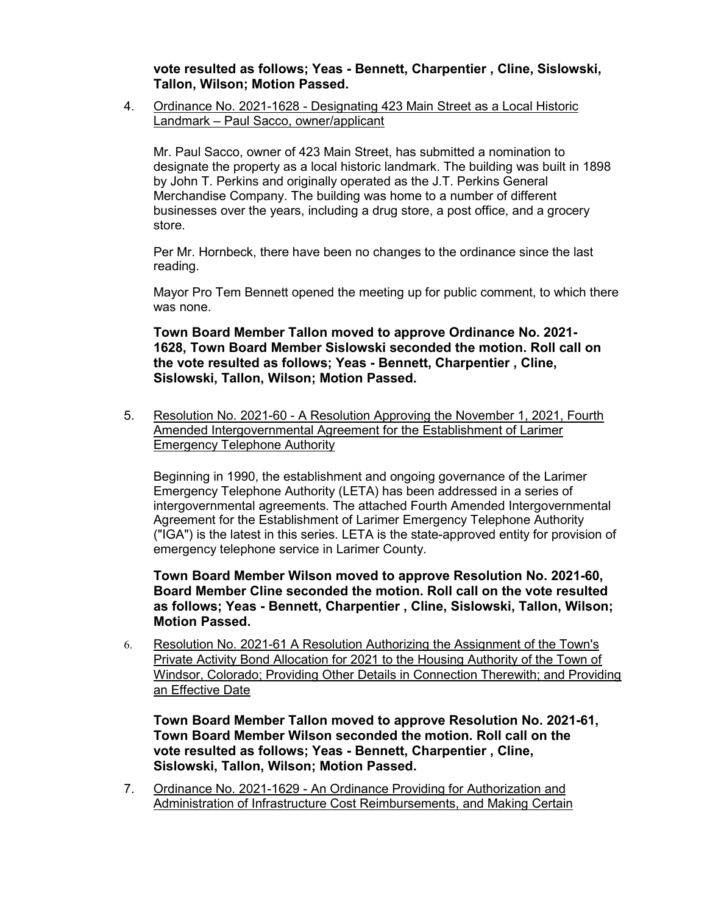**vote resulted as follows; Yeas - Bennett, Charpentier , Cline, Sislowski, Tallon, Wilson; Motion Passed.**

4. Ordinance No. 2021-1628 - Designating 423 Main Street as a Local Historic Landmark – Paul Sacco, owner/applicant

   Mr. Paul Sacco, owner of 423 Main Street, has submitted a nomination to designate the property as a local historic landmark. The building was built in 1898 by John T. Perkins and originally operated as the J.T. Perkins General Merchandise Company. The building was home to a number of different businesses over the years, including a drug store, a post office, and a grocery store.

   Per Mr. Hornbeck, there have been no changes to the ordinance since the last reading.

   Mayor Pro Tem Bennett opened the meeting up for public comment, to which there was none.

   **Town Board Member Tallon moved to approve Ordinance No. 2021-1628, Town Board Member Sislowski seconded the motion. Roll call on the vote resulted as follows; Yeas - Bennett, Charpentier , Cline, Sislowski, Tallon, Wilson; Motion Passed.**

5. Resolution No. 2021-60 - A Resolution Approving the November 1, 2021, Fourth Amended Intergovernmental Agreement for the Establishment of Larimer Emergency Telephone Authority

   Beginning in 1990, the establishment and ongoing governance of the Larimer Emergency Telephone Authority (LETA) has been addressed in a series of intergovernmental agreements. The attached Fourth Amended Intergovernmental Agreement for the Establishment of Larimer Emergency Telephone Authority ("IGA") is the latest in this series. LETA is the state-approved entity for provision of emergency telephone service in Larimer County.

   **Town Board Member Wilson moved to approve Resolution No. 2021-60, Board Member Cline seconded the motion. Roll call on the vote resulted as follows; Yeas - Bennett, Charpentier , Cline, Sislowski, Tallon, Wilson; Motion Passed.**

6. Resolution No. 2021-61 A Resolution Authorizing the Assignment of the Town's Private Activity Bond Allocation for 2021 to the Housing Authority of the Town of Windsor, Colorado; Providing Other Details in Connection Therewith; and Providing an Effective Date

   **Town Board Member Tallon moved to approve Resolution No. 2021-61, Town Board Member Wilson seconded the motion. Roll call on the vote resulted as follows; Yeas - Bennett, Charpentier , Cline, Sislowski, Tallon, Wilson; Motion Passed.**

7. Ordinance No. 2021-1629 - An Ordinance Providing for Authorization and Administration of Infrastructure Cost Reimbursements, and Making Certain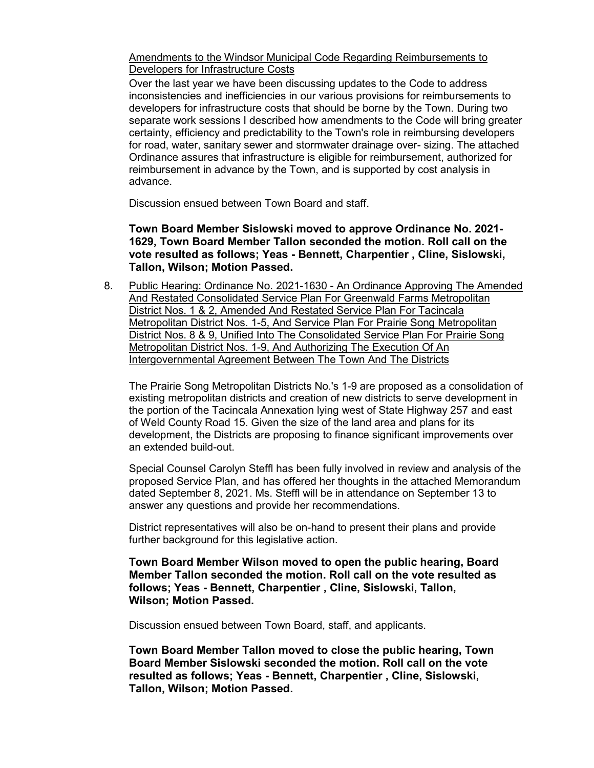Amendments to the Windsor Municipal Code Regarding Reimbursements to Developers for Infrastructure Costs

Over the last year we have been discussing updates to the Code to address inconsistencies and inefficiencies in our various provisions for reimbursements to developers for infrastructure costs that should be borne by the Town. During two separate work sessions I described how amendments to the Code will bring greater certainty, efficiency and predictability to the Town's role in reimbursing developers for road, water, sanitary sewer and stormwater drainage over- sizing. The attached Ordinance assures that infrastructure is eligible for reimbursement, authorized for reimbursement in advance by the Town, and is supported by cost analysis in advance.

Discussion ensued between Town Board and staff.

**Town Board Member Sislowski moved to approve Ordinance No. 2021-1629, Town Board Member Tallon seconded the motion. Roll call on the vote resulted as follows; Yeas - Bennett, Charpentier , Cline, Sislowski, Tallon, Wilson; Motion Passed.**

8. Public Hearing: Ordinance No. 2021-1630 - An Ordinance Approving The Amended And Restated Consolidated Service Plan For Greenwald Farms Metropolitan District Nos. 1 & 2, Amended And Restated Service Plan For Tacincala Metropolitan District Nos. 1-5, And Service Plan For Prairie Song Metropolitan District Nos. 8 & 9, Unified Into The Consolidated Service Plan For Prairie Song Metropolitan District Nos. 1-9, And Authorizing The Execution Of An Intergovernmental Agreement Between The Town And The Districts

   The Prairie Song Metropolitan Districts No.'s 1-9 are proposed as a consolidation of existing metropolitan districts and creation of new districts to serve development in the portion of the Tacincala Annexation lying west of State Highway 257 and east of Weld County Road 15. Given the size of the land area and plans for its development, the Districts are proposing to finance significant improvements over an extended build-out.

   Special Counsel Carolyn Steffl has been fully involved in review and analysis of the proposed Service Plan, and has offered her thoughts in the attached Memorandum dated September 8, 2021. Ms. Steffl will be in attendance on September 13 to answer any questions and provide her recommendations.

   District representatives will also be on-hand to present their plans and provide further background for this legislative action.

   **Town Board Member Wilson moved to open the public hearing, Board Member Tallon seconded the motion. Roll call on the vote resulted as follows; Yeas - Bennett, Charpentier , Cline, Sislowski, Tallon, Wilson; Motion Passed.**

   Discussion ensued between Town Board, staff, and applicants.

   **Town Board Member Tallon moved to close the public hearing, Town Board Member Sislowski seconded the motion. Roll call on the vote resulted as follows; Yeas - Bennett, Charpentier , Cline, Sislowski, Tallon, Wilson; Motion Passed.**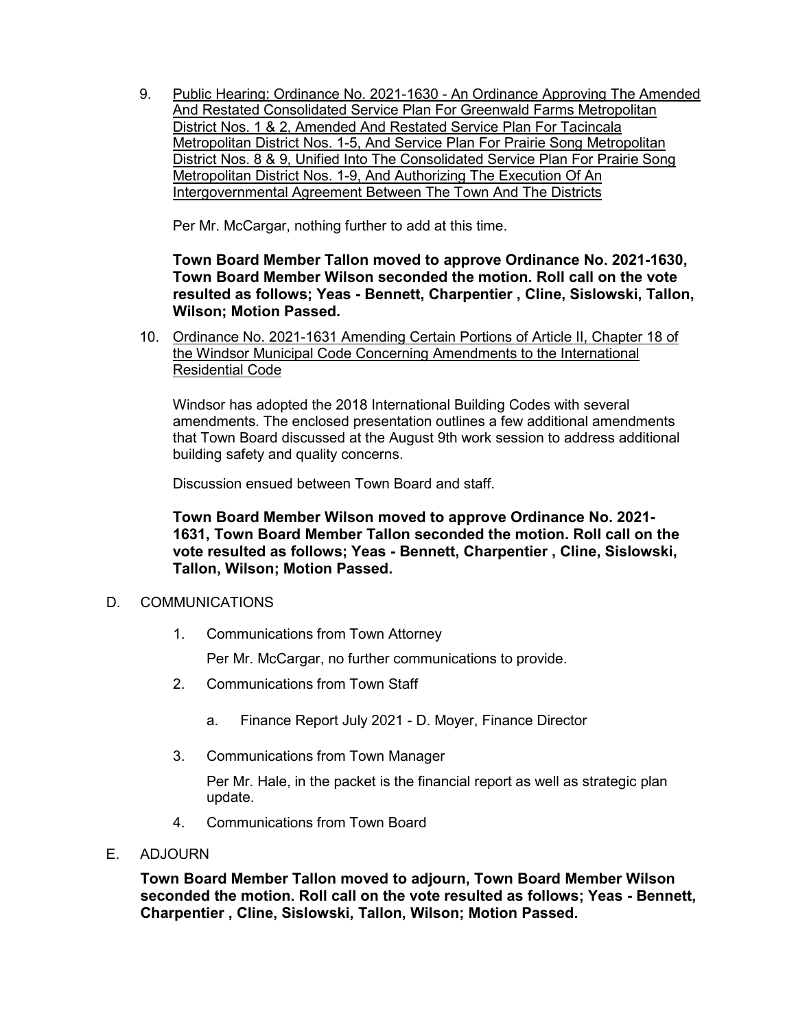9. Public Hearing: Ordinance No. 2021-1630 - An Ordinance Approving The Amended And Restated Consolidated Service Plan For Greenwald Farms Metropolitan District Nos. 1 & 2, Amended And Restated Service Plan For Tacincala Metropolitan District Nos. 1-5, And Service Plan For Prairie Song Metropolitan District Nos. 8 & 9, Unified Into The Consolidated Service Plan For Prairie Song Metropolitan District Nos. 1-9, And Authorizing The Execution Of An Intergovernmental Agreement Between The Town And The Districts

   Per Mr. McCargar, nothing further to add at this time.

   **Town Board Member Tallon moved to approve Ordinance No. 2021-1630, Town Board Member Wilson seconded the motion. Roll call on the vote resulted as follows; Yeas - Bennett, Charpentier , Cline, Sislowski, Tallon, Wilson; Motion Passed.**

10. Ordinance No. 2021-1631 Amending Certain Portions of Article II, Chapter 18 of the Windsor Municipal Code Concerning Amendments to the International Residential Code

    Windsor has adopted the 2018 International Building Codes with several amendments. The enclosed presentation outlines a few additional amendments that Town Board discussed at the August 9th work session to address additional building safety and quality concerns.

    Discussion ensued between Town Board and staff.

    **Town Board Member Wilson moved to approve Ordinance No. 2021-1631, Town Board Member Tallon seconded the motion. Roll call on the vote resulted as follows; Yeas - Bennett, Charpentier , Cline, Sislowski, Tallon, Wilson; Motion Passed.**

D. COMMUNICATIONS

1. Communications from Town Attorney

   Per Mr. McCargar, no further communications to provide.

2. Communications from Town Staff

   a. Finance Report July 2021 - D. Moyer, Finance Director

3. Communications from Town Manager

   Per Mr. Hale, in the packet is the financial report as well as strategic plan update.

4. Communications from Town Board

E. ADJOURN

**Town Board Member Tallon moved to adjourn, Town Board Member Wilson seconded the motion. Roll call on the vote resulted as follows; Yeas - Bennett, Charpentier , Cline, Sislowski, Tallon, Wilson; Motion Passed.**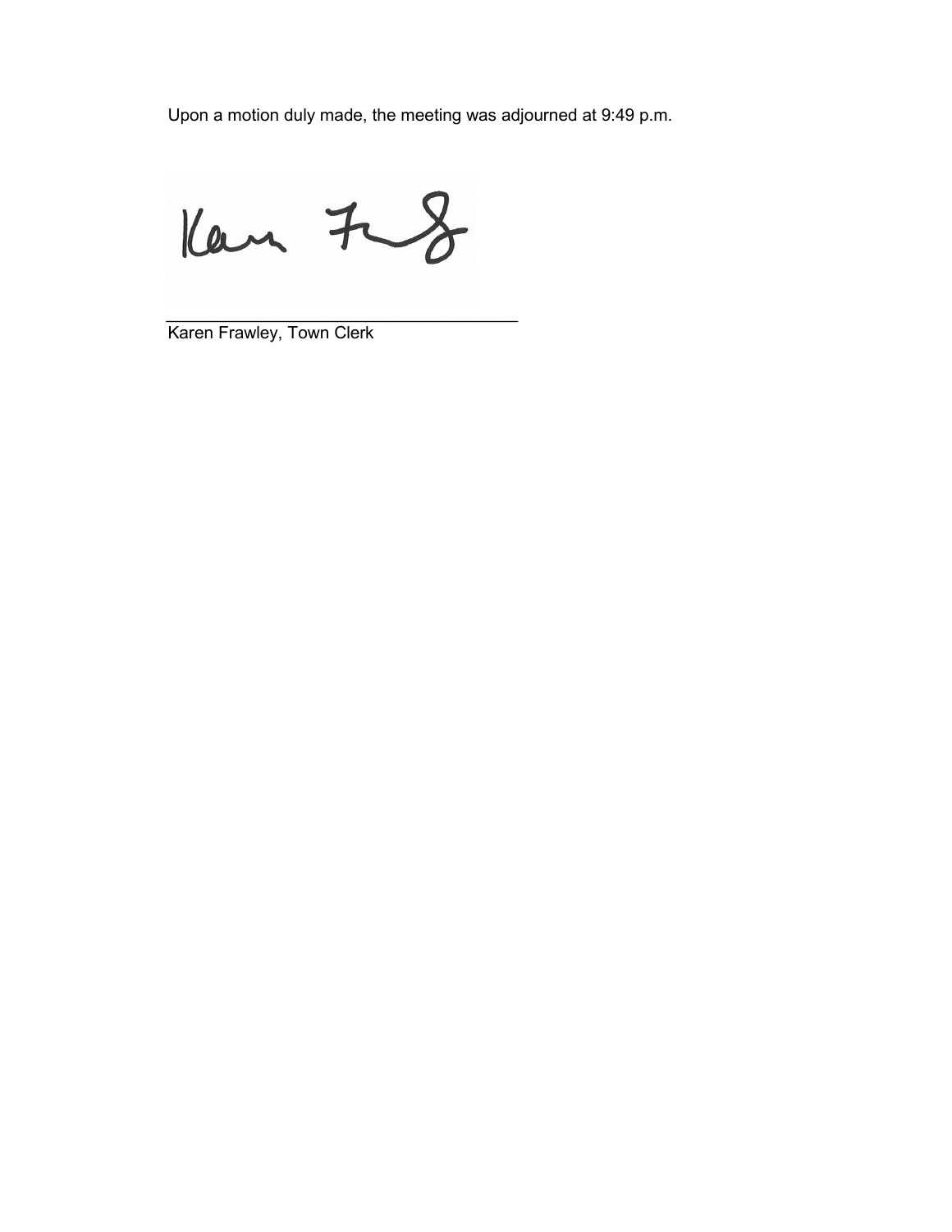Upon a motion duly made, the meeting was adjourned at 9:49 p.m.

\_\_\_\_\_\_\_\_\_\_\_\_\_\_\_\_\_\_\_\_\_\_\_\_\_\_\_\_\_\_\_\_\_\_\_\_\_\_

Karen Frawley, Town Clerk